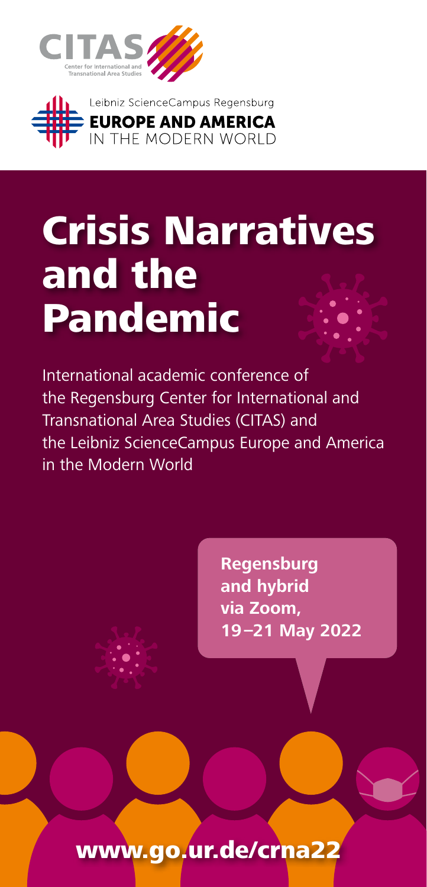CITAS

Center for International and Transnational Area Studies

Leibniz ScienceCampus Regensburg

**EUROPE AND AMERICA**
IN THE MODERN WORLD

# Crisis Narratives and the Pandemic

International academic conference of the Regensburg Center for International and Transnational Area Studies (CITAS) and the Leibniz ScienceCampus Europe and America in the Modern World

**Regensburg and hybrid via Zoom, 19–21 May 2022**

**www.go.ur.de/crna22**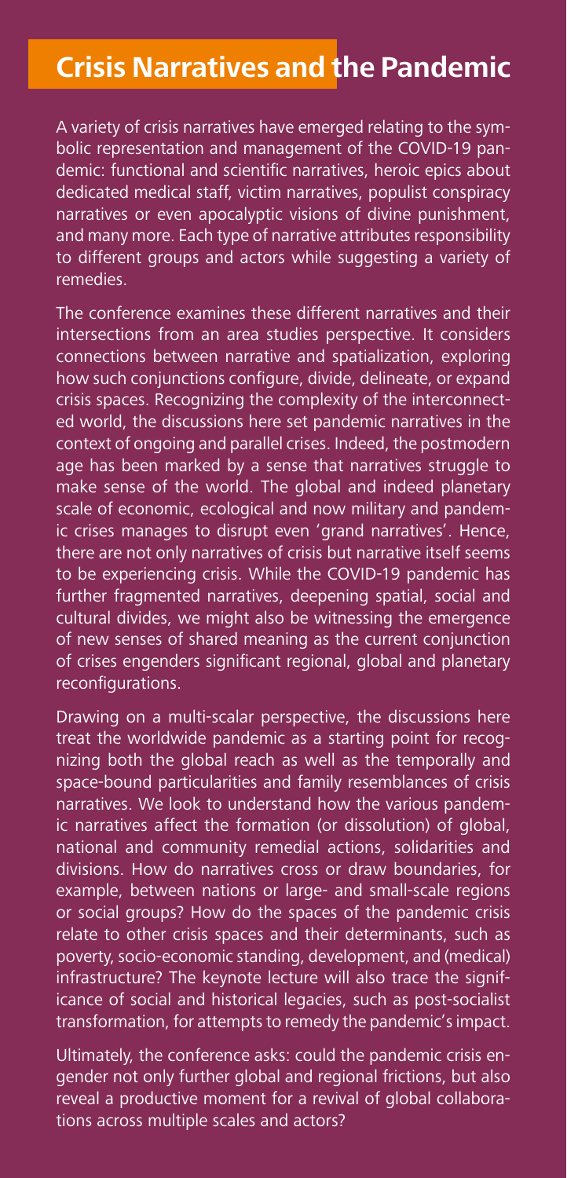# Crisis Narratives and the Pandemic

A variety of crisis narratives have emerged relating to the symbolic representation and management of the COVID-19 pandemic: functional and scientific narratives, heroic epics about dedicated medical staff, victim narratives, populist conspiracy narratives or even apocalyptic visions of divine punishment, and many more. Each type of narrative attributes responsibility to different groups and actors while suggesting a variety of remedies.

The conference examines these different narratives and their intersections from an area studies perspective. It considers connections between narrative and spatialization, exploring how such conjunctions configure, divide, delineate, or expand crisis spaces. Recognizing the complexity of the interconnected world, the discussions here set pandemic narratives in the context of ongoing and parallel crises. Indeed, the postmodern age has been marked by a sense that narratives struggle to make sense of the world. The global and indeed planetary scale of economic, ecological and now military and pandemic crises manages to disrupt even 'grand narratives'. Hence, there are not only narratives of crisis but narrative itself seems to be experiencing crisis. While the COVID-19 pandemic has further fragmented narratives, deepening spatial, social and cultural divides, we might also be witnessing the emergence of new senses of shared meaning as the current conjunction of crises engenders significant regional, global and planetary reconfigurations.

Drawing on a multi-scalar perspective, the discussions here treat the worldwide pandemic as a starting point for recognizing both the global reach as well as the temporally and space-bound particularities and family resemblances of crisis narratives. We look to understand how the various pandemic narratives affect the formation (or dissolution) of global, national and community remedial actions, solidarities and divisions. How do narratives cross or draw boundaries, for example, between nations or large- and small-scale regions or social groups? How do the spaces of the pandemic crisis relate to other crisis spaces and their determinants, such as poverty, socio-economic standing, development, and (medical) infrastructure? The keynote lecture will also trace the significance of social and historical legacies, such as post-socialist transformation, for attempts to remedy the pandemic's impact.

Ultimately, the conference asks: could the pandemic crisis engender not only further global and regional frictions, but also reveal a productive moment for a revival of global collaborations across multiple scales and actors?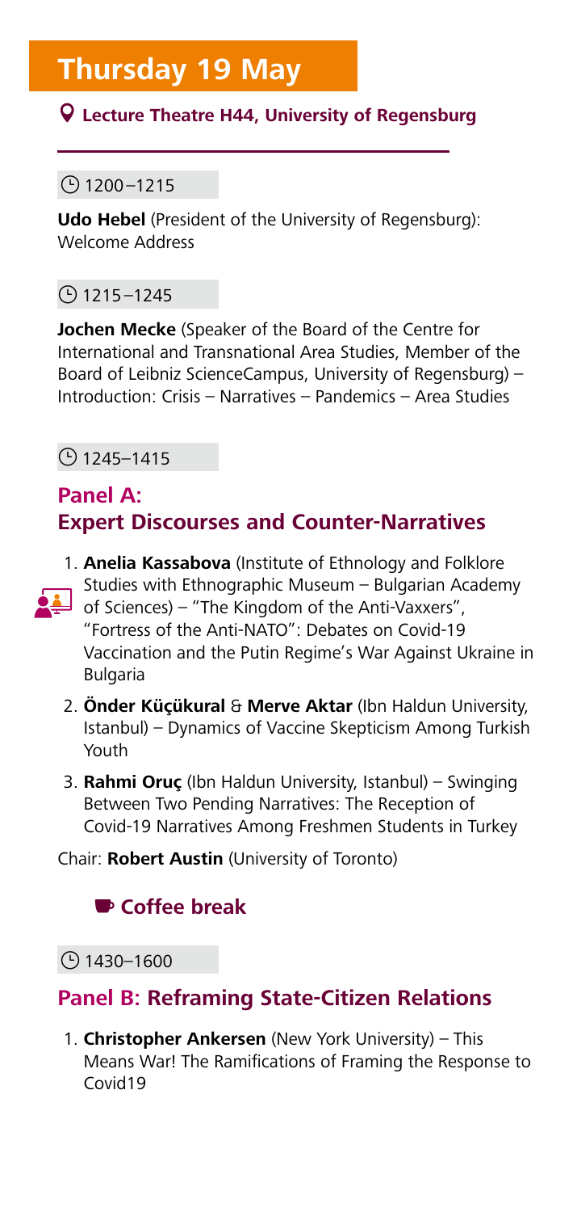# Thursday 19 May

**Lecture Theatre H44, University of Regensburg**

1200–1215

**Udo Hebel** (President of the University of Regensburg): Welcome Address

1215–1245

**Jochen Mecke** (Speaker of the Board of the Centre for International and Transnational Area Studies, Member of the Board of Leibniz ScienceCampus, University of Regensburg) – Introduction: Crisis – Narratives – Pandemics – Area Studies

1245–1415

## Panel A: Expert Discourses and Counter-Narratives

1. **Anelia Kassabova** (Institute of Ethnology and Folklore Studies with Ethnographic Museum – Bulgarian Academy of Sciences) – "The Kingdom of the Anti-Vaxxers", "Fortress of the Anti-NATO": Debates on Covid-19 Vaccination and the Putin Regime's War Against Ukraine in Bulgaria
2. **Önder Küçükural** & **Merve Aktar** (Ibn Haldun University, Istanbul) – Dynamics of Vaccine Skepticism Among Turkish Youth
3. **Rahmi Oruç** (Ibn Haldun University, Istanbul) – Swinging Between Two Pending Narratives: The Reception of Covid-19 Narratives Among Freshmen Students in Turkey

Chair: **Robert Austin** (University of Toronto)

**Coffee break**

1430–1600

## Panel B: Reframing State-Citizen Relations

1. **Christopher Ankersen** (New York University) – This Means War! The Ramifications of Framing the Response to Covid19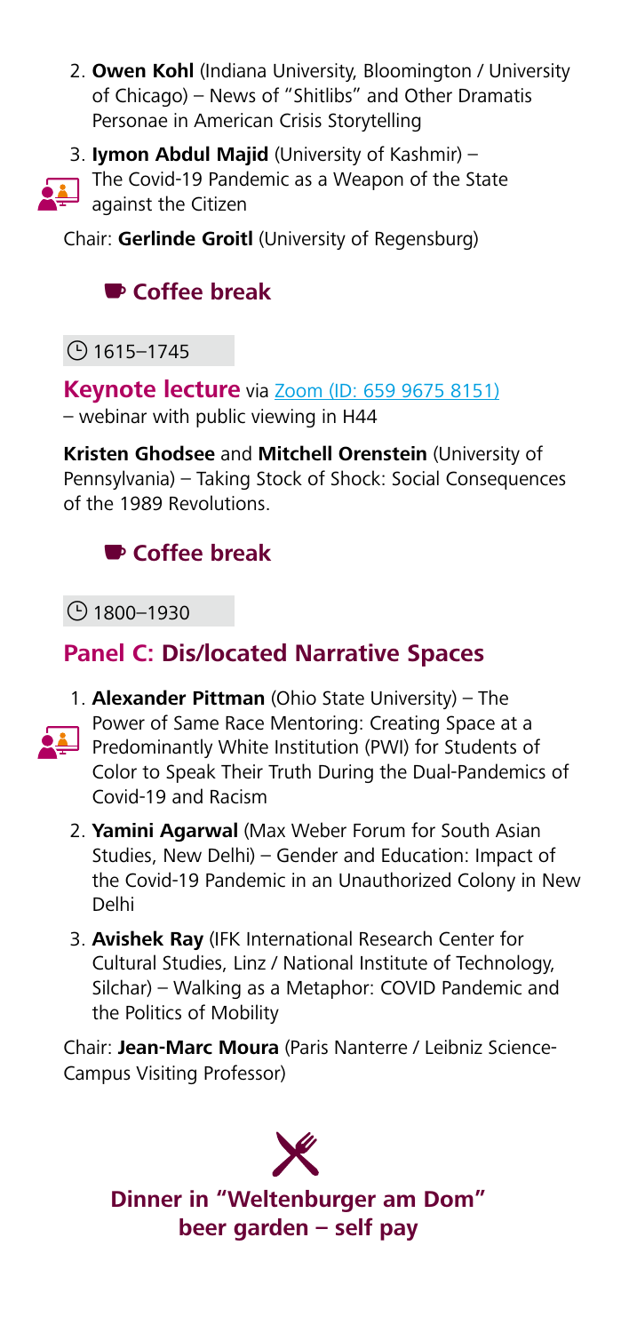2. **Owen Kohl** (Indiana University, Bloomington / University of Chicago) – News of "Shitlibs" and Other Dramatis Personae in American Crisis Storytelling
3. **Iymon Abdul Majid** (University of Kashmir) – The Covid-19 Pandemic as a Weapon of the State against the Citizen

Chair: **Gerlinde Groitl** (University of Regensburg)

### Coffee break

1615–1745

**Keynote lecture** via Zoom (ID: 659 9675 8151) – webinar with public viewing in H44

**Kristen Ghodsee** and **Mitchell Orenstein** (University of Pennsylvania) – Taking Stock of Shock: Social Consequences of the 1989 Revolutions.

### Coffee break

1800–1930

## Panel C: Dis/located Narrative Spaces

1. **Alexander Pittman** (Ohio State University) – The Power of Same Race Mentoring: Creating Space at a Predominantly White Institution (PWI) for Students of Color to Speak Their Truth During the Dual-Pandemics of Covid-19 and Racism
2. **Yamini Agarwal** (Max Weber Forum for South Asian Studies, New Delhi) – Gender and Education: Impact of the Covid-19 Pandemic in an Unauthorized Colony in New Delhi
3. **Avishek Ray** (IFK International Research Center for Cultural Studies, Linz / National Institute of Technology, Silchar) – Walking as a Metaphor: COVID Pandemic and the Politics of Mobility

Chair: **Jean-Marc Moura** (Paris Nanterre / Leibniz Science-Campus Visiting Professor)

### Dinner in "Weltenburger am Dom" beer garden – self pay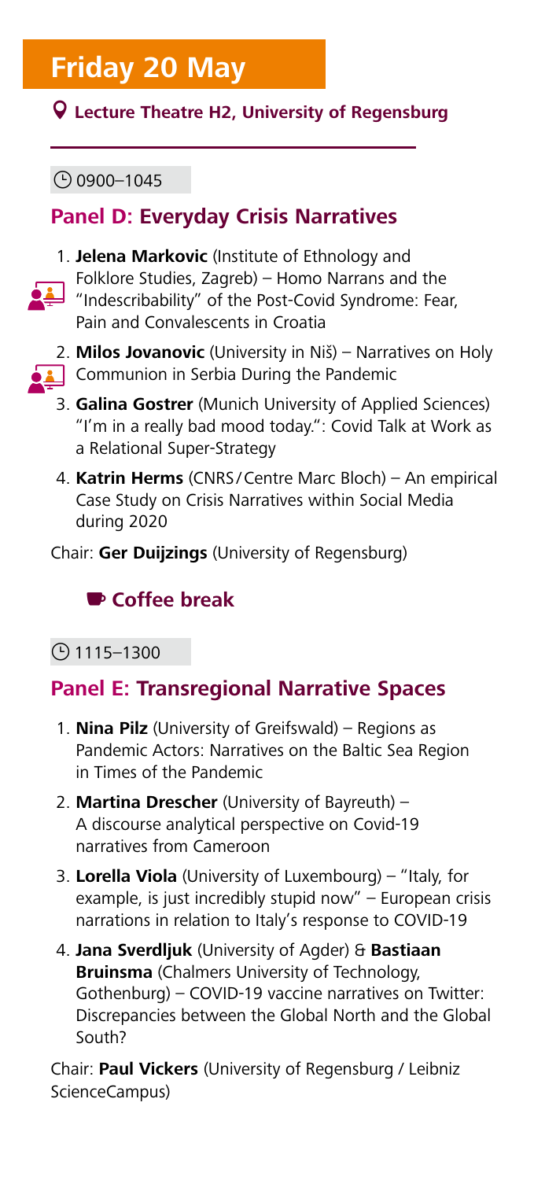# Friday 20 May

**Lecture Theatre H2, University of Regensburg**

0900–1045

## Panel D: Everyday Crisis Narratives

1. **Jelena Markovic** (Institute of Ethnology and Folklore Studies, Zagreb) – Homo Narrans and the "Indescribability" of the Post-Covid Syndrome: Fear, Pain and Convalescents in Croatia
2. **Milos Jovanovic** (University in Niš) – Narratives on Holy Communion in Serbia During the Pandemic
3. **Galina Gostrer** (Munich University of Applied Sciences) "I'm in a really bad mood today.": Covid Talk at Work as a Relational Super-Strategy
4. **Katrin Herms** (CNRS / Centre Marc Bloch) – An empirical Case Study on Crisis Narratives within Social Media during 2020

Chair: **Ger Duijzings** (University of Regensburg)

### Coffee break

1115–1300

## Panel E: Transregional Narrative Spaces

1. **Nina Pilz** (University of Greifswald) – Regions as Pandemic Actors: Narratives on the Baltic Sea Region in Times of the Pandemic
2. **Martina Drescher** (University of Bayreuth) – A discourse analytical perspective on Covid-19 narratives from Cameroon
3. **Lorella Viola** (University of Luxembourg) – "Italy, for example, is just incredibly stupid now" – European crisis narrations in relation to Italy's response to COVID-19
4. **Jana Sverdljuk** (University of Agder) & **Bastiaan Bruinsma** (Chalmers University of Technology, Gothenburg) – COVID-19 vaccine narratives on Twitter: Discrepancies between the Global North and the Global South?

Chair: **Paul Vickers** (University of Regensburg / Leibniz ScienceCampus)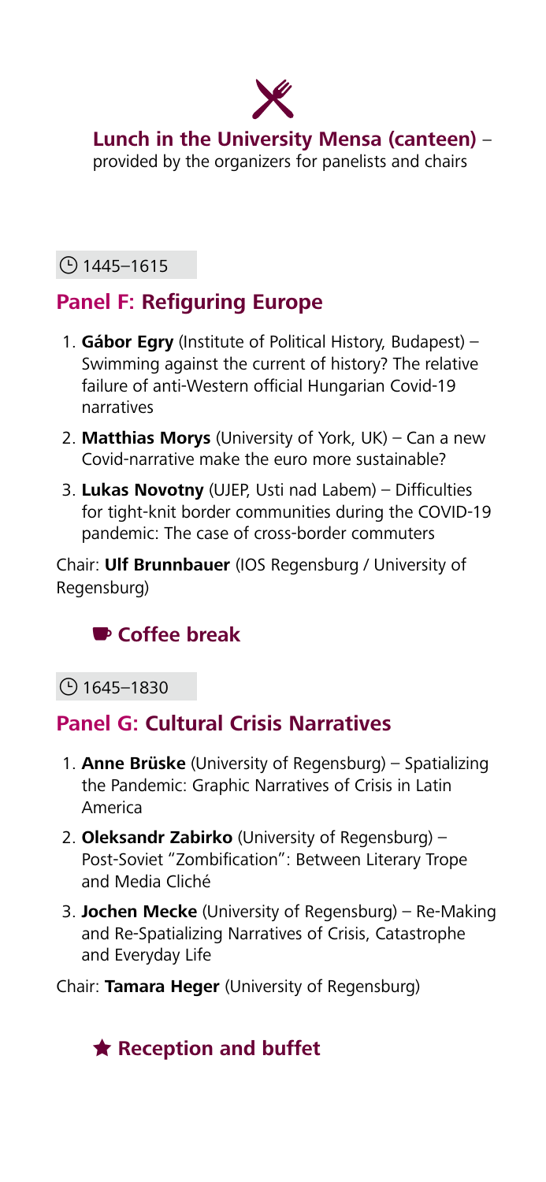**Lunch in the University Mensa (canteen)** – provided by the organizers for panelists and chairs

1445–1615

## Panel F: Refiguring Europe

1. **Gábor Egry** (Institute of Political History, Budapest) – Swimming against the current of history? The relative failure of anti-Western official Hungarian Covid-19 narratives
2. **Matthias Morys** (University of York, UK) – Can a new Covid-narrative make the euro more sustainable?
3. **Lukas Novotny** (UJEP, Usti nad Labem) – Difficulties for tight-knit border communities during the COVID-19 pandemic: The case of cross-border commuters

Chair: **Ulf Brunnbauer** (IOS Regensburg / University of Regensburg)

**Coffee break**

1645–1830

## Panel G: Cultural Crisis Narratives

1. **Anne Brüske** (University of Regensburg) – Spatializing the Pandemic: Graphic Narratives of Crisis in Latin America
2. **Oleksandr Zabirko** (University of Regensburg) – Post-Soviet "Zombification": Between Literary Trope and Media Cliché
3. **Jochen Mecke** (University of Regensburg) – Re-Making and Re-Spatializing Narratives of Crisis, Catastrophe and Everyday Life

Chair: **Tamara Heger** (University of Regensburg)

**Reception and buffet**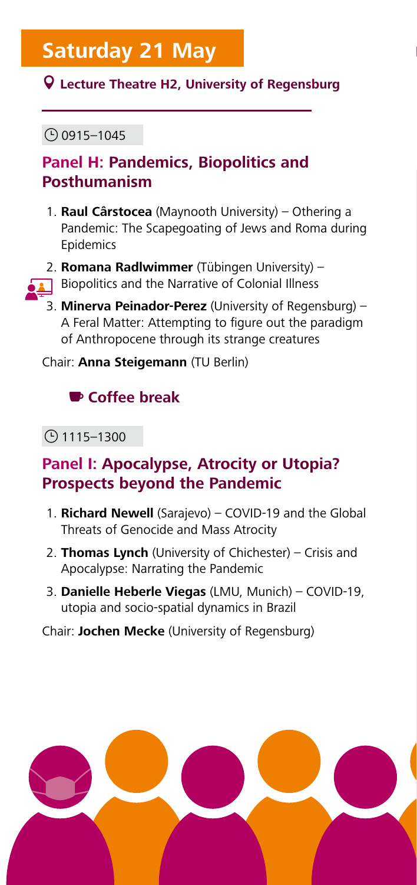# Saturday 21 May

**Lecture Theatre H2, University of Regensburg**

0915–1045

## Panel H: Pandemics, Biopolitics and Posthumanism

1. **Raul Cârstocea** (Maynooth University) – Othering a Pandemic: The Scapegoating of Jews and Roma during Epidemics
2. **Romana Radlwimmer** (Tübingen University) – Biopolitics and the Narrative of Colonial Illness
3. **Minerva Peinador-Perez** (University of Regensburg) – A Feral Matter: Attempting to figure out the paradigm of Anthropocene through its strange creatures

Chair: **Anna Steigemann** (TU Berlin)

**Coffee break**

1115–1300

## Panel I: Apocalypse, Atrocity or Utopia? Prospects beyond the Pandemic

1. **Richard Newell** (Sarajevo) – COVID-19 and the Global Threats of Genocide and Mass Atrocity
2. **Thomas Lynch** (University of Chichester) – Crisis and Apocalypse: Narrating the Pandemic
3. **Danielle Heberle Viegas** (LMU, Munich) – COVID-19, utopia and socio-spatial dynamics in Brazil

Chair: **Jochen Mecke** (University of Regensburg)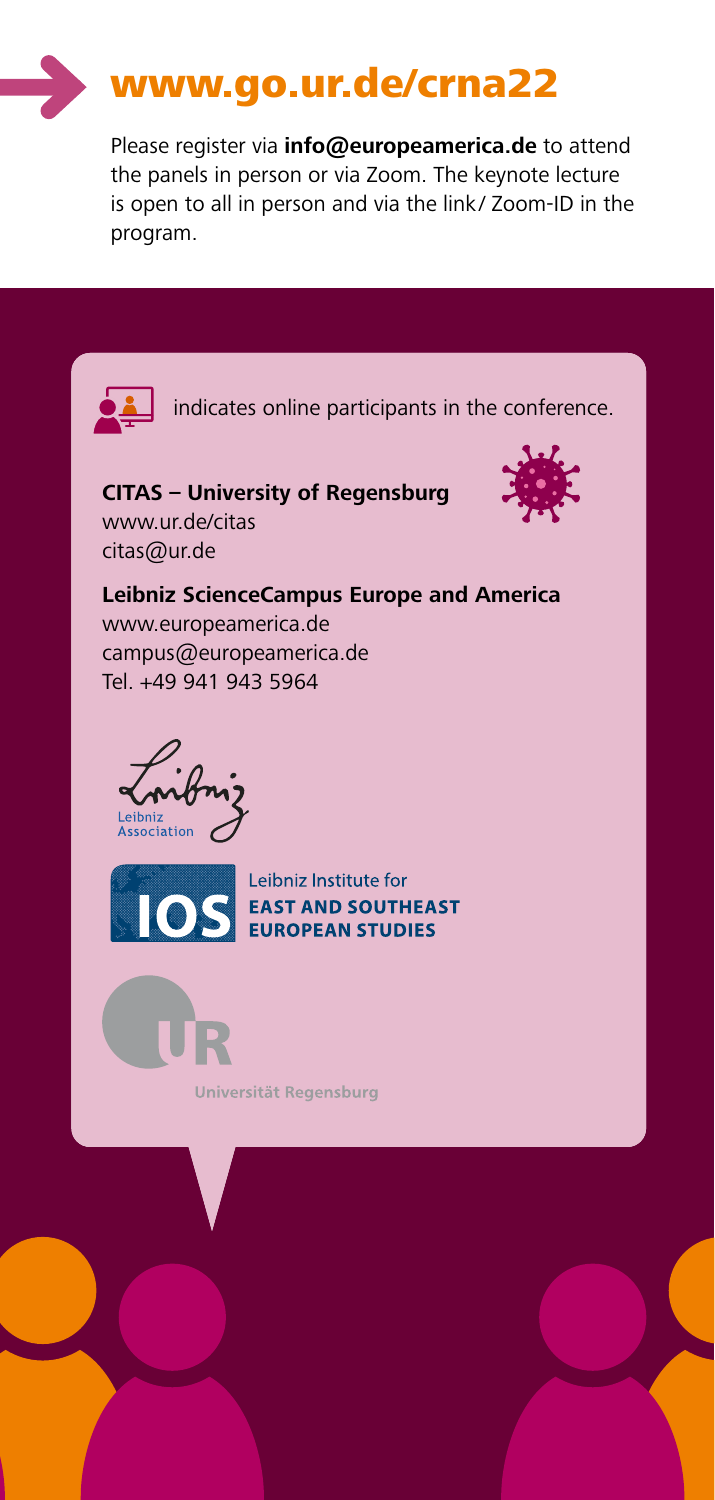# www.go.ur.de/crna22

Please register via **info@europeamerica.de** to attend the panels in person or via Zoom. The keynote lecture is open to all in person and via the link/ Zoom-ID in the program.

indicates online participants in the conference.

**CITAS – University of Regensburg**
www.ur.de/citas
citas@ur.de

**Leibniz ScienceCampus Europe and America**
www.europeamerica.de
campus@europeamerica.de
Tel. +49 941 943 5964

Leibniz Association

Leibniz Institute for
**EAST AND SOUTHEAST EUROPEAN STUDIES**

Universität Regensburg